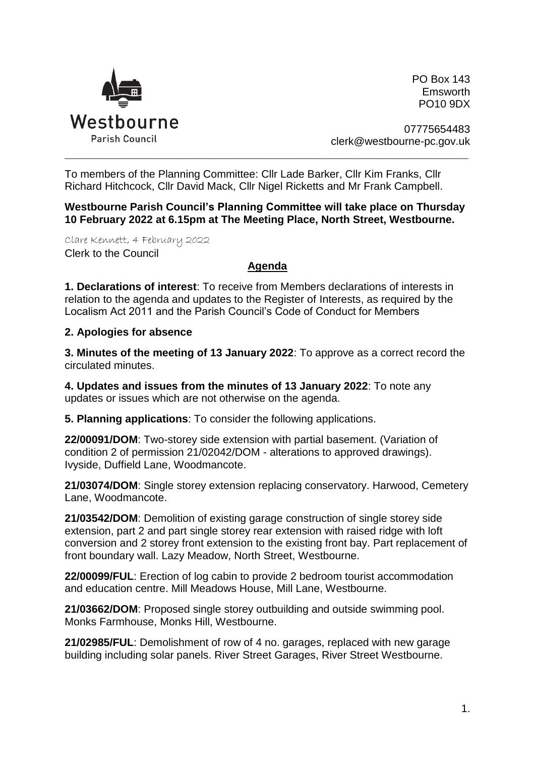Westbourne
Parish Council

PO Box 143
Emsworth
PO10 9DX

07775654483
clerk@westbourne-pc.gov.uk

---

To members of the Planning Committee: Cllr Lade Barker, Cllr Kim Franks, Cllr Richard Hitchcock, Cllr David Mack, Cllr Nigel Ricketts and Mr Frank Campbell.

**Westbourne Parish Council's Planning Committee will take place on Thursday 10 February 2022 at 6.15pm at The Meeting Place, North Street, Westbourne.**

Clare Kennett, 4 February 2022
Clerk to the Council

## Agenda

**1. Declarations of interest**: To receive from Members declarations of interests in relation to the agenda and updates to the Register of Interests, as required by the Localism Act 2011 and the Parish Council's Code of Conduct for Members

**2. Apologies for absence**

**3. Minutes of the meeting of 13 January 2022**: To approve as a correct record the circulated minutes.

**4. Updates and issues from the minutes of 13 January 2022**: To note any updates or issues which are not otherwise on the agenda.

**5. Planning applications**: To consider the following applications.

**22/00091/DOM**: Two-storey side extension with partial basement. (Variation of condition 2 of permission 21/02042/DOM - alterations to approved drawings). Ivyside, Duffield Lane, Woodmancote.

**21/03074/DOM**: Single storey extension replacing conservatory. Harwood, Cemetery Lane, Woodmancote.

**21/03542/DOM**: Demolition of existing garage construction of single storey side extension, part 2 and part single storey rear extension with raised ridge with loft conversion and 2 storey front extension to the existing front bay. Part replacement of front boundary wall. Lazy Meadow, North Street, Westbourne.

**22/00099/FUL**: Erection of log cabin to provide 2 bedroom tourist accommodation and education centre. Mill Meadows House, Mill Lane, Westbourne.

**21/03662/DOM**: Proposed single storey outbuilding and outside swimming pool. Monks Farmhouse, Monks Hill, Westbourne.

**21/02985/FUL**: Demolishment of row of 4 no. garages, replaced with new garage building including solar panels. River Street Garages, River Street Westbourne.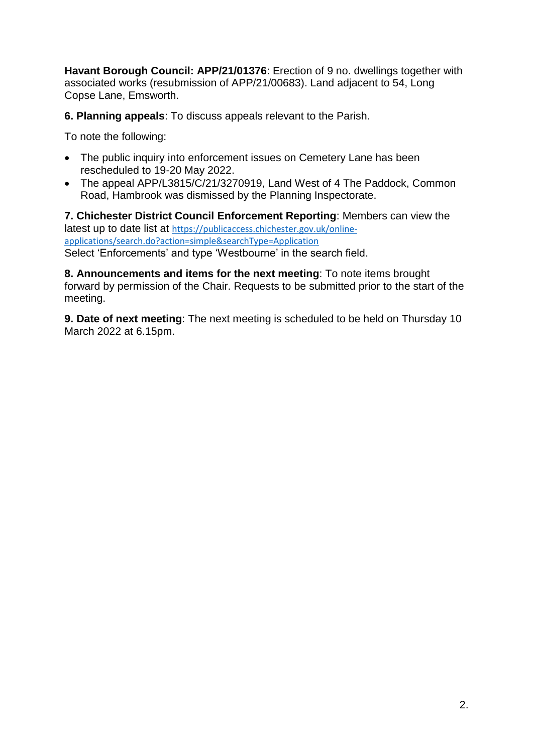**Havant Borough Council: APP/21/01376**: Erection of 9 no. dwellings together with associated works (resubmission of APP/21/00683). Land adjacent to 54, Long Copse Lane, Emsworth.

**6. Planning appeals**: To discuss appeals relevant to the Parish.

To note the following:

- The public inquiry into enforcement issues on Cemetery Lane has been rescheduled to 19-20 May 2022.
- The appeal APP/L3815/C/21/3270919, Land West of 4 The Paddock, Common Road, Hambrook was dismissed by the Planning Inspectorate.

**7. Chichester District Council Enforcement Reporting**: Members can view the latest up to date list at https://publicaccess.chichester.gov.uk/online-applications/search.do?action=simple&searchType=Application
Select 'Enforcements' and type 'Westbourne' in the search field.

**8. Announcements and items for the next meeting**: To note items brought forward by permission of the Chair. Requests to be submitted prior to the start of the meeting.

**9. Date of next meeting**: The next meeting is scheduled to be held on Thursday 10 March 2022 at 6.15pm.